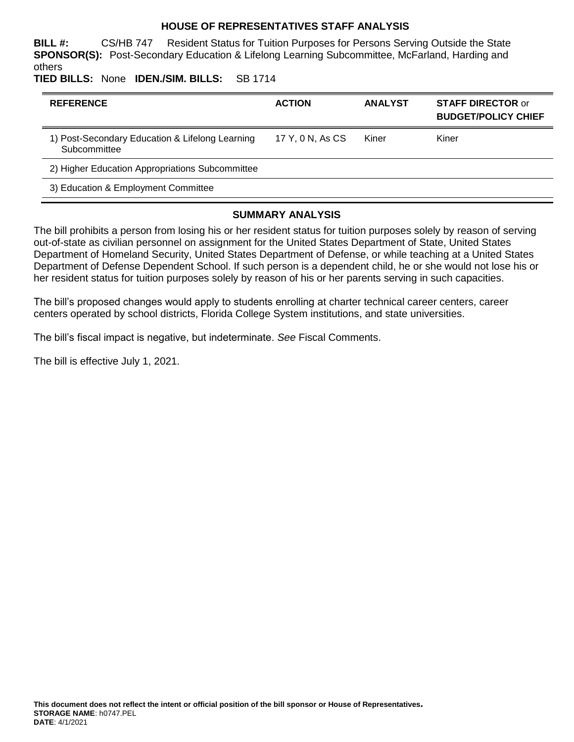# HOUSE OF REPRESENTATIVES STAFF ANALYSIS

**BILL #:** CS/HB 747 Resident Status for Tuition Purposes for Persons Serving Outside the State

**SPONSOR(S):** Post-Secondary Education & Lifelong Learning Subcommittee, McFarland, Harding and others

**TIED BILLS:** None **IDEN./SIM. BILLS:** SB 1714

| REFERENCE | ACTION | ANALYST | STAFF DIRECTOR or BUDGET/POLICY CHIEF |
|---|---|---|---|
| 1) Post-Secondary Education & Lifelong Learning Subcommittee | 17 Y, 0 N, As CS | Kiner | Kiner |
| 2) Higher Education Appropriations Subcommittee | | | |
| 3) Education & Employment Committee | | | |

## SUMMARY ANALYSIS

The bill prohibits a person from losing his or her resident status for tuition purposes solely by reason of serving out-of-state as civilian personnel on assignment for the United States Department of State, United States Department of Homeland Security, United States Department of Defense, or while teaching at a United States Department of Defense Dependent School. If such person is a dependent child, he or she would not lose his or her resident status for tuition purposes solely by reason of his or her parents serving in such capacities.

The bill's proposed changes would apply to students enrolling at charter technical career centers, career centers operated by school districts, Florida College System institutions, and state universities.

The bill's fiscal impact is negative, but indeterminate. *See* Fiscal Comments.

The bill is effective July 1, 2021.

**This document does not reflect the intent or official position of the bill sponsor or House of Representatives.**
**STORAGE NAME**: h0747.PEL
**DATE**: 4/1/2021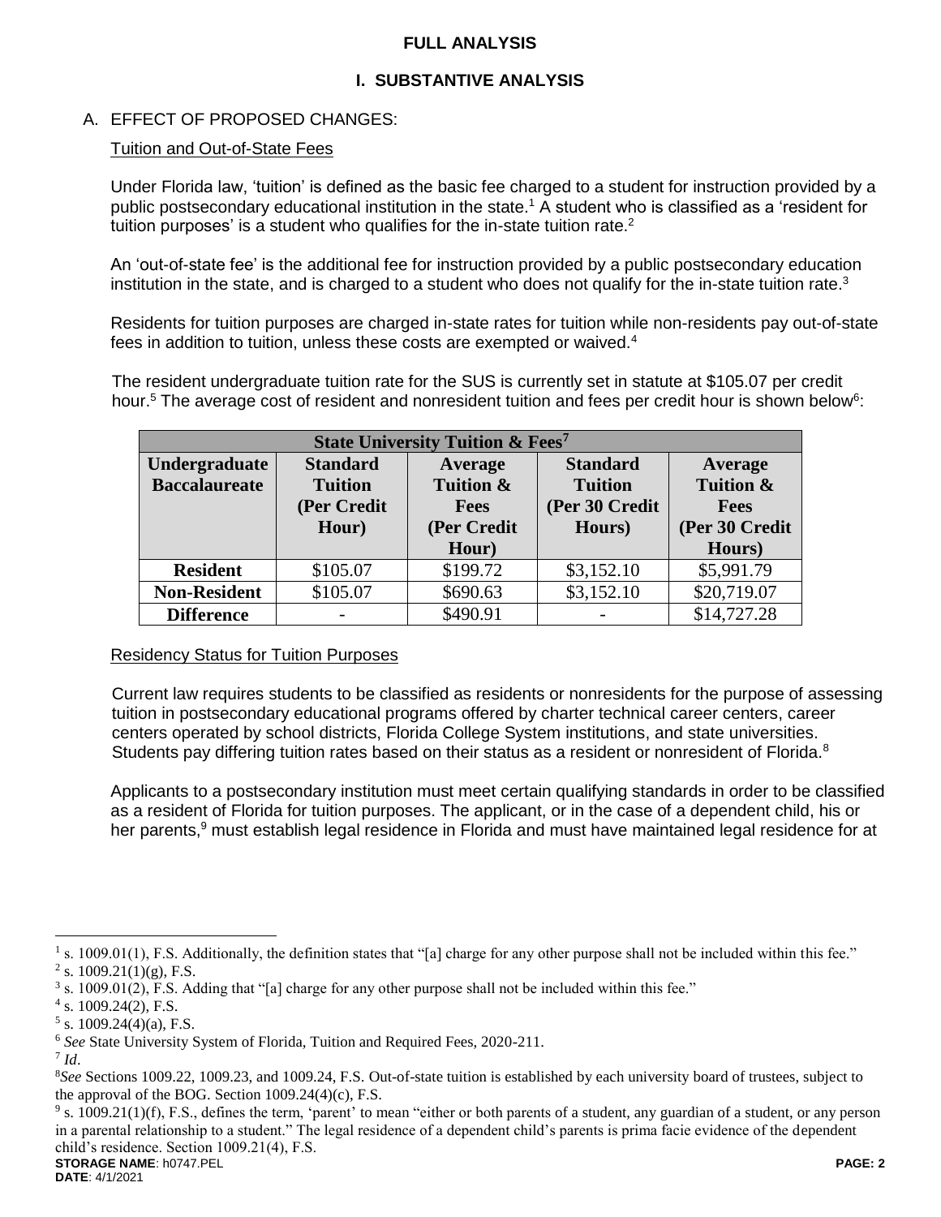**FULL ANALYSIS**

# I. SUBSTANTIVE ANALYSIS

## A. EFFECT OF PROPOSED CHANGES:

Tuition and Out-of-State Fees

Under Florida law, 'tuition' is defined as the basic fee charged to a student for instruction provided by a public postsecondary educational institution in the state.[1] A student who is classified as a 'resident for tuition purposes' is a student who qualifies for the in-state tuition rate.[2]

An 'out-of-state fee' is the additional fee for instruction provided by a public postsecondary education institution in the state, and is charged to a student who does not qualify for the in-state tuition rate.[3]

Residents for tuition purposes are charged in-state rates for tuition while non-residents pay out-of-state fees in addition to tuition, unless these costs are exempted or waived.[4]

The resident undergraduate tuition rate for the SUS is currently set in statute at $105.07 per credit hour.[5] The average cost of resident and nonresident tuition and fees per credit hour is shown below[6]:

| State University Tuition & Fees[7] | | | | |
|---|---|---|---|---|
| **Undergraduate Baccalaureate** | **Standard Tuition (Per Credit Hour)** | **Average Tuition & Fees (Per Credit Hour)** | **Standard Tuition (Per 30 Credit Hours)** | **Average Tuition & Fees (Per 30 Credit Hours)** |
| **Resident** | $105.07 | $199.72 | $3,152.10 | $5,991.79 |
| **Non-Resident** | $105.07 | $690.63 | $3,152.10 | $20,719.07 |
| **Difference** | - | $490.91 | - | $14,727.28 |

Residency Status for Tuition Purposes

Current law requires students to be classified as residents or nonresidents for the purpose of assessing tuition in postsecondary educational programs offered by charter technical career centers, career centers operated by school districts, Florida College System institutions, and state universities. Students pay differing tuition rates based on their status as a resident or nonresident of Florida.[8]

Applicants to a postsecondary institution must meet certain qualifying standards in order to be classified as a resident of Florida for tuition purposes. The applicant, or in the case of a dependent child, his or her parents,[9] must establish legal residence in Florida and must have maintained legal residence for at

---

[1] s. 1009.01(1), F.S. Additionally, the definition states that "[a] charge for any other purpose shall not be included within this fee."

[2] s. 1009.21(1)(g), F.S.

[3] s. 1009.01(2), F.S. Adding that "[a] charge for any other purpose shall not be included within this fee."

[4] s. 1009.24(2), F.S.

[5] s. 1009.24(4)(a), F.S.

[6] *See* State University System of Florida, Tuition and Required Fees, 2020-211.

[7] *Id*.

[8] *See* Sections 1009.22, 1009.23, and 1009.24, F.S. Out-of-state tuition is established by each university board of trustees, subject to the approval of the BOG. Section 1009.24(4)(c), F.S.

[9] s. 1009.21(1)(f), F.S., defines the term, 'parent' to mean "either or both parents of a student, any guardian of a student, or any person in a parental relationship to a student." The legal residence of a dependent child's parents is prima facie evidence of the dependent child's residence. Section 1009.21(4), F.S.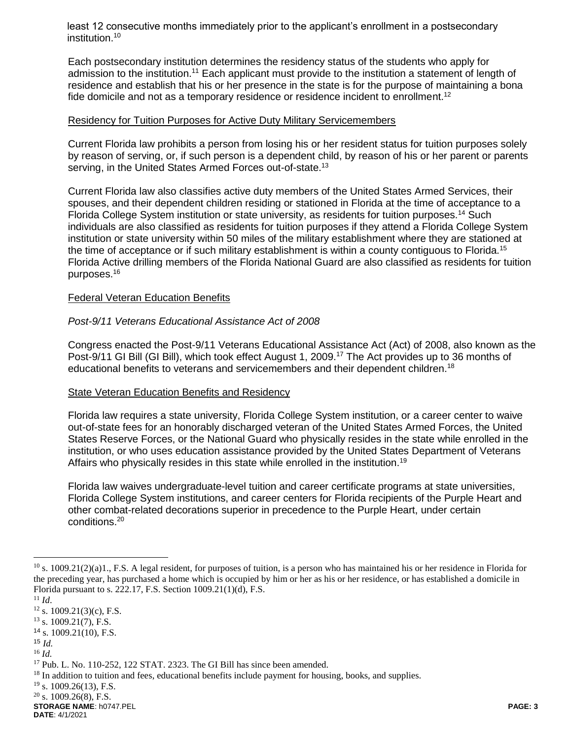least 12 consecutive months immediately prior to the applicant's enrollment in a postsecondary institution.[10]

Each postsecondary institution determines the residency status of the students who apply for admission to the institution.[11] Each applicant must provide to the institution a statement of length of residence and establish that his or her presence in the state is for the purpose of maintaining a bona fide domicile and not as a temporary residence or residence incident to enrollment.[12]

Residency for Tuition Purposes for Active Duty Military Servicemembers

Current Florida law prohibits a person from losing his or her resident status for tuition purposes solely by reason of serving, or, if such person is a dependent child, by reason of his or her parent or parents serving, in the United States Armed Forces out-of-state.[13]

Current Florida law also classifies active duty members of the United States Armed Services, their spouses, and their dependent children residing or stationed in Florida at the time of acceptance to a Florida College System institution or state university, as residents for tuition purposes.[14] Such individuals are also classified as residents for tuition purposes if they attend a Florida College System institution or state university within 50 miles of the military establishment where they are stationed at the time of acceptance or if such military establishment is within a county contiguous to Florida.[15] Florida Active drilling members of the Florida National Guard are also classified as residents for tuition purposes.[16]

Federal Veteran Education Benefits

*Post-9/11 Veterans Educational Assistance Act of 2008*

Congress enacted the Post-9/11 Veterans Educational Assistance Act (Act) of 2008, also known as the Post-9/11 GI Bill (GI Bill), which took effect August 1, 2009.[17] The Act provides up to 36 months of educational benefits to veterans and servicemembers and their dependent children.[18]

State Veteran Education Benefits and Residency

Florida law requires a state university, Florida College System institution, or a career center to waive out-of-state fees for an honorably discharged veteran of the United States Armed Forces, the United States Reserve Forces, or the National Guard who physically resides in the state while enrolled in the institution, or who uses education assistance provided by the United States Department of Veterans Affairs who physically resides in this state while enrolled in the institution.[19]

Florida law waives undergraduate-level tuition and career certificate programs at state universities, Florida College System institutions, and career centers for Florida recipients of the Purple Heart and other combat-related decorations superior in precedence to the Purple Heart, under certain conditions.[20]

---

[10] s. 1009.21(2)(a)1., F.S. A legal resident, for purposes of tuition, is a person who has maintained his or her residence in Florida for the preceding year, has purchased a home which is occupied by him or her as his or her residence, or has established a domicile in Florida pursuant to s. 222.17, F.S. Section 1009.21(1)(d), F.S.

[11] *Id*.

[12] s. 1009.21(3)(c), F.S.

[13] s. 1009.21(7), F.S.

[14] s. 1009.21(10), F.S.

[15] *Id.*

[16] *Id.*

[17] Pub. L. No. 110-252, 122 STAT. 2323. The GI Bill has since been amended.

[18] In addition to tuition and fees, educational benefits include payment for housing, books, and supplies.

[19] s. 1009.26(13), F.S.

[20] s. 1009.26(8), F.S.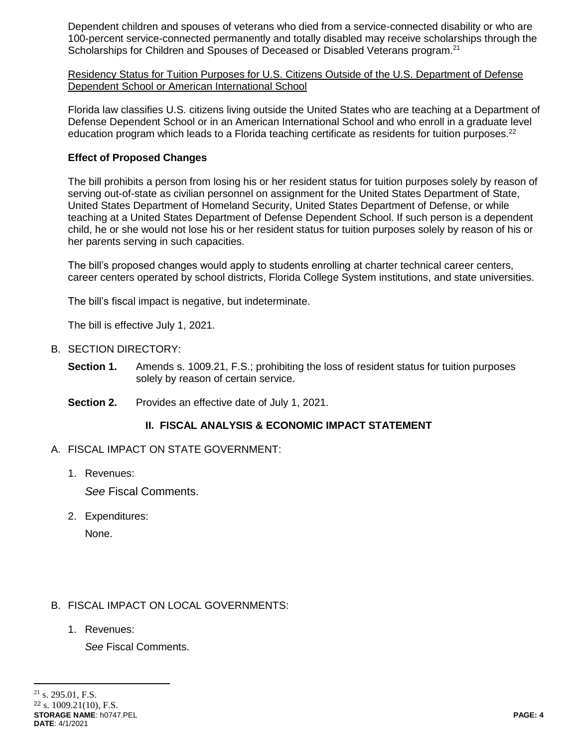Dependent children and spouses of veterans who died from a service-connected disability or who are 100-percent service-connected permanently and totally disabled may receive scholarships through the Scholarships for Children and Spouses of Deceased or Disabled Veterans program.[21]

Residency Status for Tuition Purposes for U.S. Citizens Outside of the U.S. Department of Defense Dependent School or American International School

Florida law classifies U.S. citizens living outside the United States who are teaching at a Department of Defense Dependent School or in an American International School and who enroll in a graduate level education program which leads to a Florida teaching certificate as residents for tuition purposes.[22]

**Effect of Proposed Changes**

The bill prohibits a person from losing his or her resident status for tuition purposes solely by reason of serving out-of-state as civilian personnel on assignment for the United States Department of State, United States Department of Homeland Security, United States Department of Defense, or while teaching at a United States Department of Defense Dependent School. If such person is a dependent child, he or she would not lose his or her resident status for tuition purposes solely by reason of his or her parents serving in such capacities.

The bill's proposed changes would apply to students enrolling at charter technical career centers, career centers operated by school districts, Florida College System institutions, and state universities.

The bill's fiscal impact is negative, but indeterminate.

The bill is effective July 1, 2021.

B. SECTION DIRECTORY:

**Section 1.** Amends s. 1009.21, F.S.; prohibiting the loss of resident status for tuition purposes solely by reason of certain service.

**Section 2.** Provides an effective date of July 1, 2021.

## II. FISCAL ANALYSIS & ECONOMIC IMPACT STATEMENT

A. FISCAL IMPACT ON STATE GOVERNMENT:

1. Revenues:

   *See* Fiscal Comments.

2. Expenditures:

   None.

B. FISCAL IMPACT ON LOCAL GOVERNMENTS:

1. Revenues:

   *See* Fiscal Comments.

---

[21] s. 295.01, F.S.
[22] s. 1009.21(10), F.S.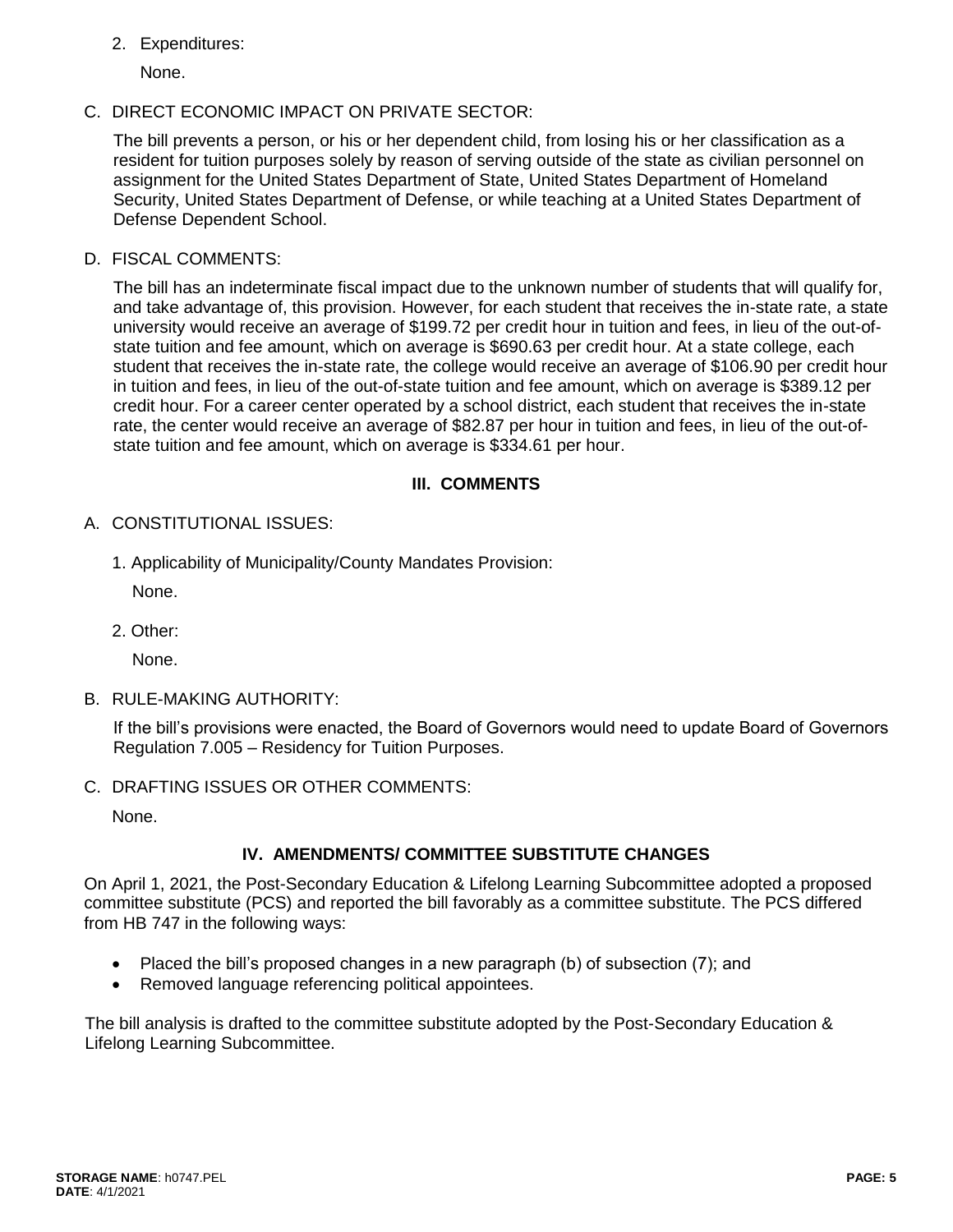2. Expenditures:

None.

C. DIRECT ECONOMIC IMPACT ON PRIVATE SECTOR:

The bill prevents a person, or his or her dependent child, from losing his or her classification as a resident for tuition purposes solely by reason of serving outside of the state as civilian personnel on assignment for the United States Department of State, United States Department of Homeland Security, United States Department of Defense, or while teaching at a United States Department of Defense Dependent School.

D. FISCAL COMMENTS:

The bill has an indeterminate fiscal impact due to the unknown number of students that will qualify for, and take advantage of, this provision. However, for each student that receives the in-state rate, a state university would receive an average of $199.72 per credit hour in tuition and fees, in lieu of the out-of-state tuition and fee amount, which on average is $690.63 per credit hour. At a state college, each student that receives the in-state rate, the college would receive an average of $106.90 per credit hour in tuition and fees, in lieu of the out-of-state tuition and fee amount, which on average is $389.12 per credit hour. For a career center operated by a school district, each student that receives the in-state rate, the center would receive an average of $82.87 per hour in tuition and fees, in lieu of the out-of-state tuition and fee amount, which on average is $334.61 per hour.

## III. COMMENTS

A. CONSTITUTIONAL ISSUES:

1. Applicability of Municipality/County Mandates Provision:

None.

2. Other:

None.

B. RULE-MAKING AUTHORITY:

If the bill's provisions were enacted, the Board of Governors would need to update Board of Governors Regulation 7.005 – Residency for Tuition Purposes.

C. DRAFTING ISSUES OR OTHER COMMENTS:

None.

## IV. AMENDMENTS/ COMMITTEE SUBSTITUTE CHANGES

On April 1, 2021, the Post-Secondary Education & Lifelong Learning Subcommittee adopted a proposed committee substitute (PCS) and reported the bill favorably as a committee substitute. The PCS differed from HB 747 in the following ways:

- Placed the bill's proposed changes in a new paragraph (b) of subsection (7); and
- Removed language referencing political appointees.

The bill analysis is drafted to the committee substitute adopted by the Post-Secondary Education & Lifelong Learning Subcommittee.